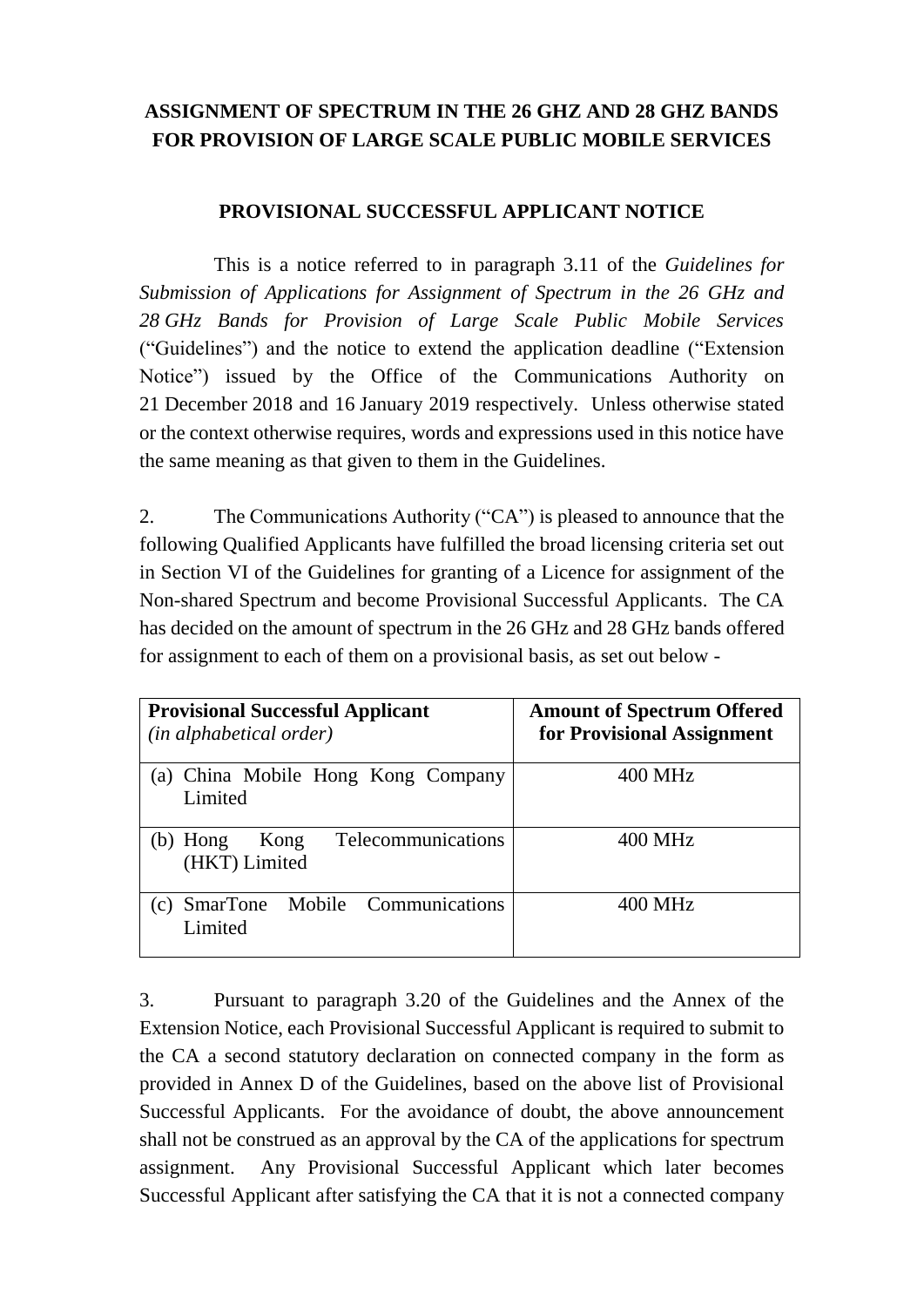# ASSIGNMENT OF SPECTRUM IN THE 26 GHZ AND 28 GHZ BANDS FOR PROVISION OF LARGE SCALE PUBLIC MOBILE SERVICES

## PROVISIONAL SUCCESSFUL APPLICANT NOTICE

This is a notice referred to in paragraph 3.11 of the *Guidelines for Submission of Applications for Assignment of Spectrum in the 26 GHz and 28 GHz Bands for Provision of Large Scale Public Mobile Services* ("Guidelines") and the notice to extend the application deadline ("Extension Notice") issued by the Office of the Communications Authority on 21 December 2018 and 16 January 2019 respectively. Unless otherwise stated or the context otherwise requires, words and expressions used in this notice have the same meaning as that given to them in the Guidelines.

2. The Communications Authority ("CA") is pleased to announce that the following Qualified Applicants have fulfilled the broad licensing criteria set out in Section VI of the Guidelines for granting of a Licence for assignment of the Non-shared Spectrum and become Provisional Successful Applicants. The CA has decided on the amount of spectrum in the 26 GHz and 28 GHz bands offered for assignment to each of them on a provisional basis, as set out below -

| **Provisional Successful Applicant** *(in alphabetical order)* | **Amount of Spectrum Offered for Provisional Assignment** |
|---|---|
| (a) China Mobile Hong Kong Company Limited | 400 MHz |
| (b) Hong Kong Telecommunications (HKT) Limited | 400 MHz |
| (c) SmarTone Mobile Communications Limited | 400 MHz |

3. Pursuant to paragraph 3.20 of the Guidelines and the Annex of the Extension Notice, each Provisional Successful Applicant is required to submit to the CA a second statutory declaration on connected company in the form as provided in Annex D of the Guidelines, based on the above list of Provisional Successful Applicants. For the avoidance of doubt, the above announcement shall not be construed as an approval by the CA of the applications for spectrum assignment. Any Provisional Successful Applicant which later becomes Successful Applicant after satisfying the CA that it is not a connected company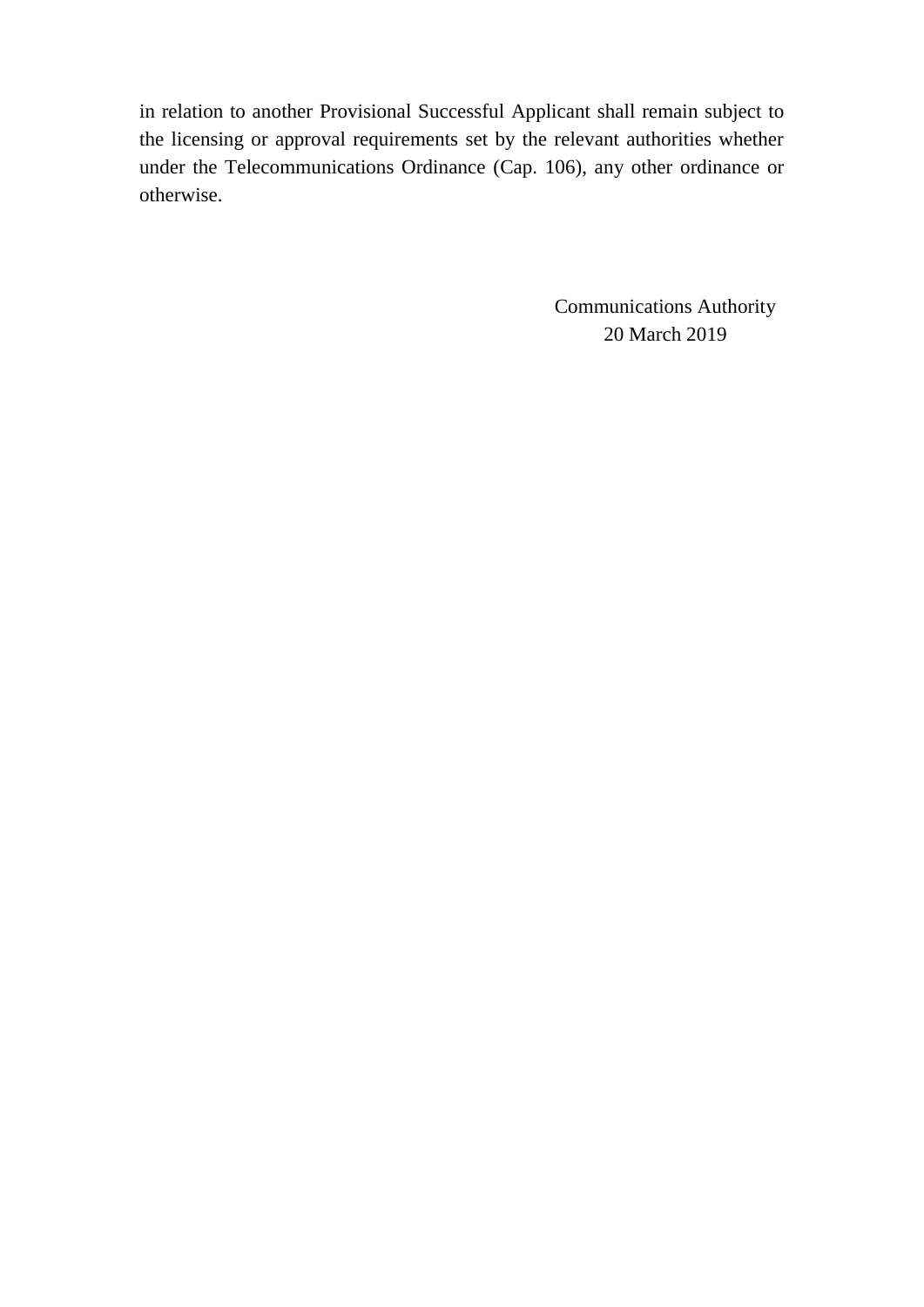in relation to another Provisional Successful Applicant shall remain subject to the licensing or approval requirements set by the relevant authorities whether under the Telecommunications Ordinance (Cap. 106), any other ordinance or otherwise.

Communications Authority
20 March 2019